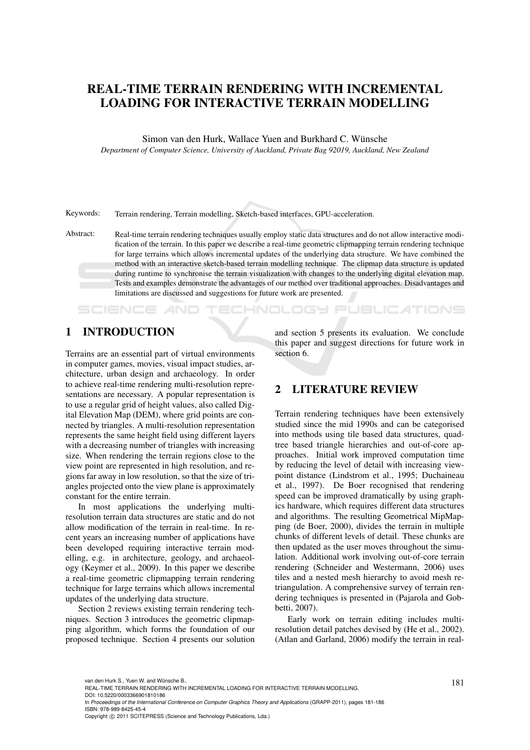// REAL-TIME TERRAIN RENDERING WITH INCREMENTAL LOADING FOR INTERACTIVE TERRAIN MODELLING

Simon van den Hurk, Wallace Yuen and Burkhard C. Wünsche

*Department of Computer Science, University of Auckland, Private Bag 92019, Auckland, New Zealand*

Keywords: Terrain rendering, Terrain modelling, Sketch-based interfaces, GPU-acceleration.

Abstract: Real-time terrain rendering techniques usually employ static data structures and do not allow interactive modification of the terrain. In this paper we describe a real-time geometric clipmapping terrain rendering technique for large terrains which allows incremental updates of the underlying data structure. We have combined the method with an interactive sketch-based terrain modelling technique. The clipmap data structure is updated during runtime to synchronise the terrain visualization with changes to the underlying digital elevation map. Tests and examples demonstrate the advantages of our method over traditional approaches. Disadvantages and limitations are discussed and suggestions for future work are presented.

## 1 INTRODUCTION

Terrains are an essential part of virtual environments in computer games, movies, visual impact studies, architecture, urban design and archaeology. In order to achieve real-time rendering multi-resolution representations are necessary. A popular representation is to use a regular grid of height values, also called Digital Elevation Map (DEM), where grid points are connected by triangles. A multi-resolution representation represents the same height field using different layers with a decreasing number of triangles with increasing size. When rendering the terrain regions close to the view point are represented in high resolution, and regions far away in low resolution, so that the size of triangles projected onto the view plane is approximately constant for the entire terrain.

In most applications the underlying multi-resolution terrain data structures are static and do not allow modification of the terrain in real-time. In recent years an increasing number of applications have been developed requiring interactive terrain modelling, e.g. in architecture, geology, and archaeology (Keymer et al., 2009). In this paper we describe a real-time geometric clipmapping terrain rendering technique for large terrains which allows incremental updates of the underlying data structure.

Section 2 reviews existing terrain rendering techniques. Section 3 introduces the geometric clipmapping algorithm, which forms the foundation of our proposed technique. Section 4 presents our solution and section 5 presents its evaluation. We conclude this paper and suggest directions for future work in section 6.

## 2 LITERATURE REVIEW

Terrain rendering techniques have been extensively studied since the mid 1990s and can be categorised into methods using tile based data structures, quadtree based triangle hierarchies and out-of-core approaches. Initial work improved computation time by reducing the level of detail with increasing viewpoint distance (Lindstrom et al., 1995; Duchaineau et al., 1997). De Boer recognised that rendering speed can be improved dramatically by using graphics hardware, which requires different data structures and algorithms. The resulting Geometrical MipMapping (de Boer, 2000), divides the terrain in multiple chunks of different levels of detail. These chunks are then updated as the user moves throughout the simulation. Additional work involving out-of-core terrain rendering (Schneider and Westermann, 2006) uses tiles and a nested mesh hierarchy to avoid mesh retriangulation. A comprehensive survey of terrain rendering techniques is presented in (Pajarola and Gobbetti, 2007).

Early work on terrain editing includes multi-resolution detail patches devised by (He et al., 2002). (Atlan and Garland, 2006) modify the terrain in real-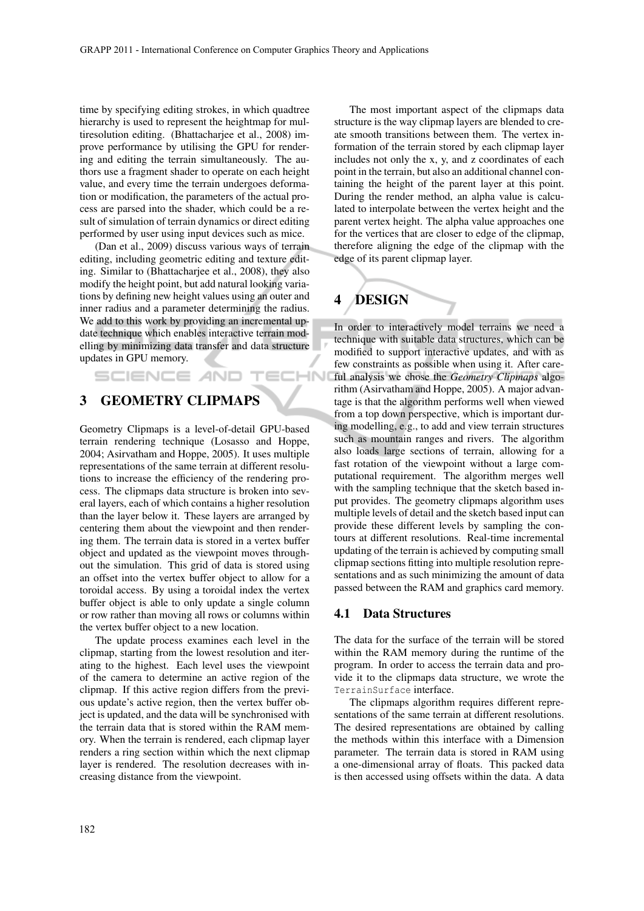time by specifying editing strokes, in which quadtree hierarchy is used to represent the heightmap for multiresolution editing. (Bhattacharjee et al., 2008) improve performance by utilising the GPU for rendering and editing the terrain simultaneously. The authors use a fragment shader to operate on each height value, and every time the terrain undergoes deformation or modification, the parameters of the actual process are parsed into the shader, which could be a result of simulation of terrain dynamics or direct editing performed by user using input devices such as mice.

(Dan et al., 2009) discuss various ways of terrain editing, including geometric editing and texture editing. Similar to (Bhattacharjee et al., 2008), they also modify the height point, but add natural looking variations by defining new height values using an outer and inner radius and a parameter determining the radius. We add to this work by providing an incremental update technique which enables interactive terrain modelling by minimizing data transfer and data structure updates in GPU memory.

## 3 GEOMETRY CLIPMAPS

Geometry Clipmaps is a level-of-detail GPU-based terrain rendering technique (Losasso and Hoppe, 2004; Asirvatham and Hoppe, 2005). It uses multiple representations of the same terrain at different resolutions to increase the efficiency of the rendering process. The clipmaps data structure is broken into several layers, each of which contains a higher resolution than the layer below it. These layers are arranged by centering them about the viewpoint and then rendering them. The terrain data is stored in a vertex buffer object and updated as the viewpoint moves throughout the simulation. This grid of data is stored using an offset into the vertex buffer object to allow for a toroidal access. By using a toroidal index the vertex buffer object is able to only update a single column or row rather than moving all rows or columns within the vertex buffer object to a new location.

The update process examines each level in the clipmap, starting from the lowest resolution and iterating to the highest. Each level uses the viewpoint of the camera to determine an active region of the clipmap. If this active region differs from the previous update's active region, then the vertex buffer object is updated, and the data will be synchronised with the terrain data that is stored within the RAM memory. When the terrain is rendered, each clipmap layer renders a ring section within which the next clipmap layer is rendered. The resolution decreases with increasing distance from the viewpoint.

The most important aspect of the clipmaps data structure is the way clipmap layers are blended to create smooth transitions between them. The vertex information of the terrain stored by each clipmap layer includes not only the x, y, and z coordinates of each point in the terrain, but also an additional channel containing the height of the parent layer at this point. During the render method, an alpha value is calculated to interpolate between the vertex height and the parent vertex height. The alpha value approaches one for the vertices that are closer to edge of the clipmap, therefore aligning the edge of the clipmap with the edge of its parent clipmap layer.

## 4 DESIGN

In order to interactively model terrains we need a technique with suitable data structures, which can be modified to support interactive updates, and with as few constraints as possible when using it. After careful analysis we chose the *Geometry Clipmaps* algorithm (Asirvatham and Hoppe, 2005). A major advantage is that the algorithm performs well when viewed from a top down perspective, which is important during modelling, e.g., to add and view terrain structures such as mountain ranges and rivers. The algorithm also loads large sections of terrain, allowing for a fast rotation of the viewpoint without a large computational requirement. The algorithm merges well with the sampling technique that the sketch based input provides. The geometry clipmaps algorithm uses multiple levels of detail and the sketch based input can provide these different levels by sampling the contours at different resolutions. Real-time incremental updating of the terrain is achieved by computing small clipmap sections fitting into multiple resolution representations and as such minimizing the amount of data passed between the RAM and graphics card memory.

### 4.1 Data Structures

The data for the surface of the terrain will be stored within the RAM memory during the runtime of the program. In order to access the terrain data and provide it to the clipmaps data structure, we wrote the `TerrainSurface` interface.

The clipmaps algorithm requires different representations of the same terrain at different resolutions. The desired representations are obtained by calling the methods within this interface with a Dimension parameter. The terrain data is stored in RAM using a one-dimensional array of floats. This packed data is then accessed using offsets within the data. A data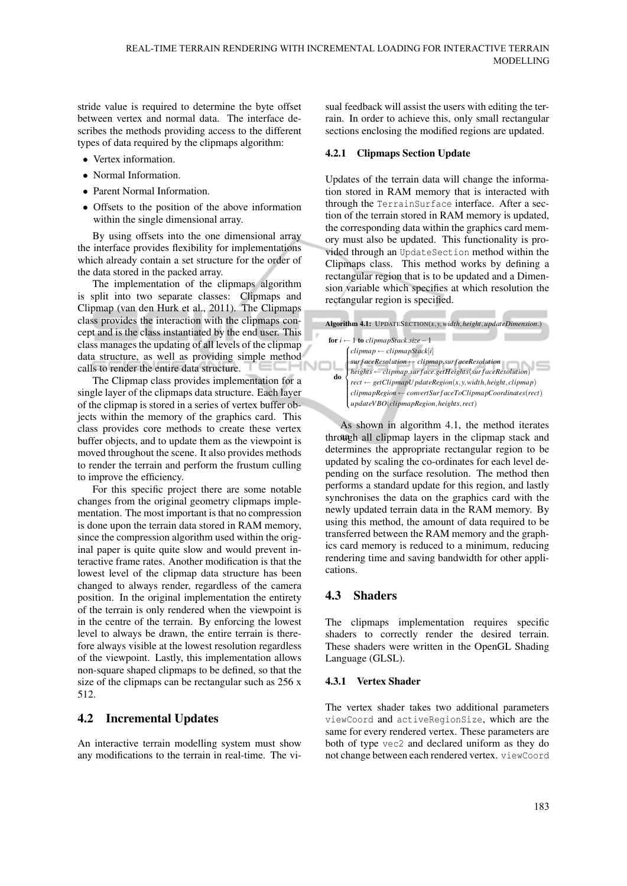stride value is required to determine the byte offset between vertex and normal data. The interface describes the methods providing access to the different types of data required by the clipmaps algorithm:

- Vertex information.
- Normal Information.
- Parent Normal Information.
- Offsets to the position of the above information within the single dimensional array.

By using offsets into the one dimensional array the interface provides flexibility for implementations which already contain a set structure for the order of the data stored in the packed array.

The implementation of the clipmaps algorithm is split into two separate classes: Clipmaps and Clipmap (van den Hurk et al., 2011). The Clipmaps class provides the interaction with the clipmaps concept and is the class instantiated by the end user. This class manages the updating of all levels of the clipmap data structure, as well as providing simple method calls to render the entire data structure.

The Clipmap class provides implementation for a single layer of the clipmaps data structure. Each layer of the clipmap is stored in a series of vertex buffer objects within the memory of the graphics card. This class provides core methods to create these vertex buffer objects, and to update them as the viewpoint is moved throughout the scene. It also provides methods to render the terrain and perform the frustum culling to improve the efficiency.

For this specific project there are some notable changes from the original geometry clipmaps implementation. The most important is that no compression is done upon the terrain data stored in RAM memory, since the compression algorithm used within the original paper is quite quite slow and would prevent interactive frame rates. Another modification is that the lowest level of the clipmap data structure has been changed to always render, regardless of the camera position. In the original implementation the entirety of the terrain is only rendered when the viewpoint is in the centre of the terrain. By enforcing the lowest level to always be drawn, the entire terrain is therefore always visible at the lowest resolution regardless of the viewpoint. Lastly, this implementation allows non-square shaped clipmaps to be defined, so that the size of the clipmaps can be rectangular such as 256 x 512.

## 4.2 Incremental Updates

An interactive terrain modelling system must show any modifications to the terrain in real-time. The visual feedback will assist the users with editing the terrain. In order to achieve this, only small rectangular sections enclosing the modified regions are updated.

### 4.2.1 Clipmaps Section Update

Updates of the terrain data will change the information stored in RAM memory that is interacted with through the `TerrainSurface` interface. After a section of the terrain stored in RAM memory is updated, the corresponding data within the graphics card memory must also be updated. This functionality is provided through an `UpdateSection` method within the Clipmaps class. This method works by defining a rectangular region that is to be updated and a Dimension variable which specifies at which resolution the rectangular region is specified.

**Algorithm 4.1:** UPDATESECTION($x, y, width, height, updateDimension$.)

```
for i ← 1 to clipmapStack.size − 1
do { clipmap ← clipmapStack[i]
     surfaceResolution ← clipmap.surfaceResolution
     heights ← clipmap.surface.getHeights(surfaceResolution)
     rect ← getClipmapUpdateRegion(x, y, width, height, clipmap)
     clipmapRegion ← convertSurfaceToClipmapCoordinates(rect)
     updateVBO(clipmapRegion, heights, rect)
```

As shown in algorithm 4.1, the method iterates through all clipmap layers in the clipmap stack and determines the appropriate rectangular region to be updated by scaling the co-ordinates for each level depending on the surface resolution. The method then performs a standard update for this region, and lastly synchronises the data on the graphics card with the newly updated terrain data in the RAM memory. By using this method, the amount of data required to be transferred between the RAM memory and the graphics card memory is reduced to a minimum, reducing rendering time and saving bandwidth for other applications.

## 4.3 Shaders

The clipmaps implementation requires specific shaders to correctly render the desired terrain. These shaders were written in the OpenGL Shading Language (GLSL).

### 4.3.1 Vertex Shader

The vertex shader takes two additional parameters `viewCoord` and `activeRegionSize`, which are the same for every rendered vertex. These parameters are both of type `vec2` and declared uniform as they do not change between each rendered vertex. `viewCoord`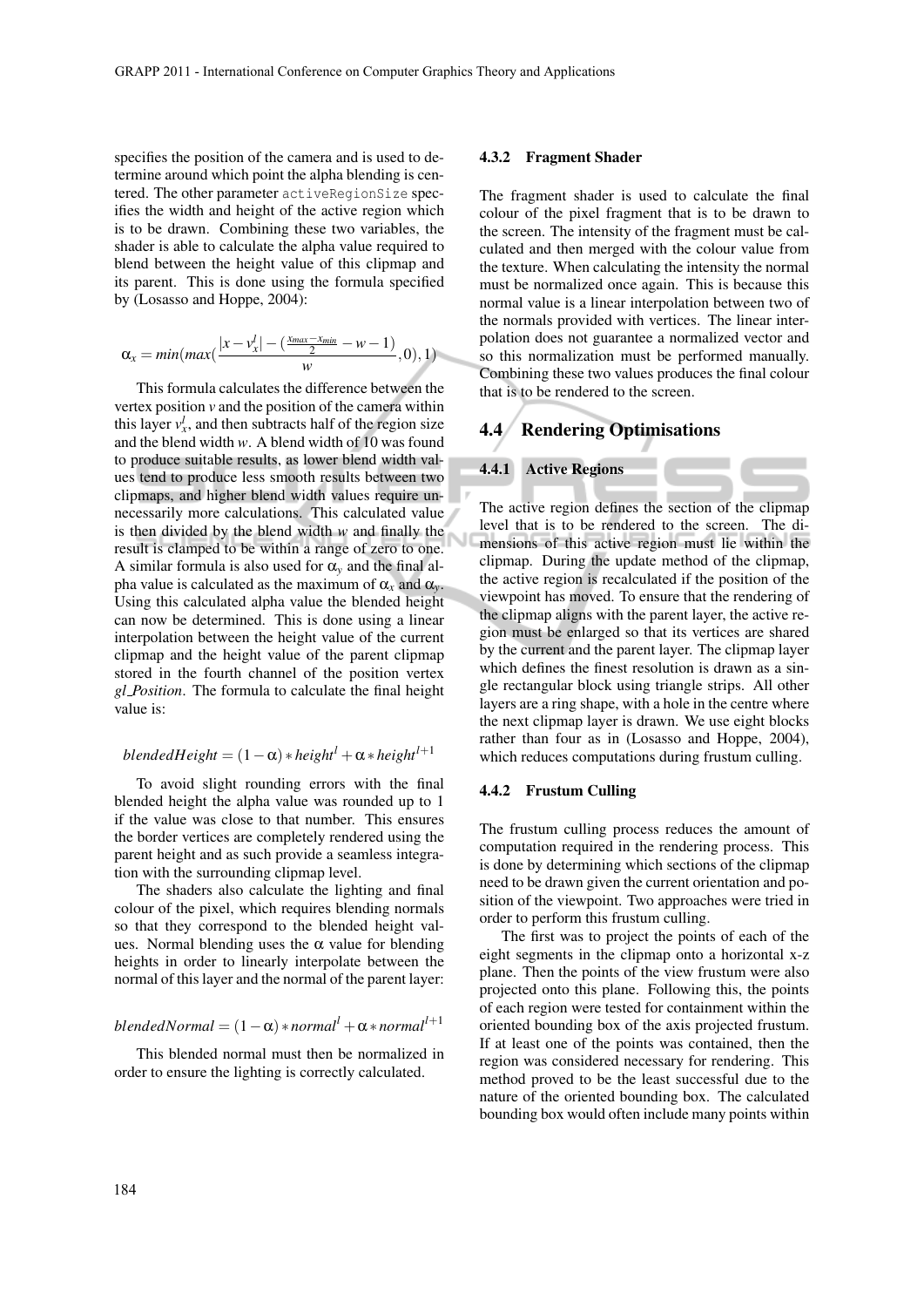specifies the position of the camera and is used to determine around which point the alpha blending is centered. The other parameter `activeRegionSize` specifies the width and height of the active region which is to be drawn. Combining these two variables, the shader is able to calculate the alpha value required to blend between the height value of this clipmap and its parent. This is done using the formula specified by (Losasso and Hoppe, 2004):

$$\alpha_x = min(max(\frac{|x - v_x^l| - (\frac{x_{max} - x_{min}}{2} - w - 1)}{w}, 0), 1)$$

This formula calculates the difference between the vertex position $v$ and the position of the camera within this layer $v_x^l$, and then subtracts half of the region size and the blend width $w$. A blend width of 10 was found to produce suitable results, as lower blend width values tend to produce less smooth results between two clipmaps, and higher blend width values require unnecessarily more calculations. This calculated value is then divided by the blend width $w$ and finally the result is clamped to be within a range of zero to one. A similar formula is also used for $\alpha_y$ and the final alpha value is calculated as the maximum of $\alpha_x$ and $\alpha_y$. Using this calculated alpha value the blended height can now be determined. This is done using a linear interpolation between the height value of the current clipmap and the height value of the parent clipmap stored in the fourth channel of the position vertex *gl_Position*. The formula to calculate the final height value is:

$$blendedHeight = (1 - \alpha) * height^l + \alpha * height^{l+1}$$

To avoid slight rounding errors with the final blended height the alpha value was rounded up to 1 if the value was close to that number. This ensures the border vertices are completely rendered using the parent height and as such provide a seamless integration with the surrounding clipmap level.

The shaders also calculate the lighting and final colour of the pixel, which requires blending normals so that they correspond to the blended height values. Normal blending uses the $\alpha$ value for blending heights in order to linearly interpolate between the normal of this layer and the normal of the parent layer:

$$blendedNormal = (1 - \alpha) * normal^l + \alpha * normal^{l+1}$$

This blended normal must then be normalized in order to ensure the lighting is correctly calculated.

#### 4.3.2 Fragment Shader

The fragment shader is used to calculate the final colour of the pixel fragment that is to be drawn to the screen. The intensity of the fragment must be calculated and then merged with the colour value from the texture. When calculating the intensity the normal must be normalized once again. This is because this normal value is a linear interpolation between two of the normals provided with vertices. The linear interpolation does not guarantee a normalized vector and so this normalization must be performed manually. Combining these two values produces the final colour that is to be rendered to the screen.

### 4.4 Rendering Optimisations

#### 4.4.1 Active Regions

The active region defines the section of the clipmap level that is to be rendered to the screen. The dimensions of this active region must lie within the clipmap. During the update method of the clipmap, the active region is recalculated if the position of the viewpoint has moved. To ensure that the rendering of the clipmap aligns with the parent layer, the active region must be enlarged so that its vertices are shared by the current and the parent layer. The clipmap layer which defines the finest resolution is drawn as a single rectangular block using triangle strips. All other layers are a ring shape, with a hole in the centre where the next clipmap layer is drawn. We use eight blocks rather than four as in (Losasso and Hoppe, 2004), which reduces computations during frustum culling.

#### 4.4.2 Frustum Culling

The frustum culling process reduces the amount of computation required in the rendering process. This is done by determining which sections of the clipmap need to be drawn given the current orientation and position of the viewpoint. Two approaches were tried in order to perform this frustum culling.

The first was to project the points of each of the eight segments in the clipmap onto a horizontal x-z plane. Then the points of the view frustum were also projected onto this plane. Following this, the points of each region were tested for containment within the oriented bounding box of the axis projected frustum. If at least one of the points was contained, then the region was considered necessary for rendering. This method proved to be the least successful due to the nature of the oriented bounding box. The calculated bounding box would often include many points within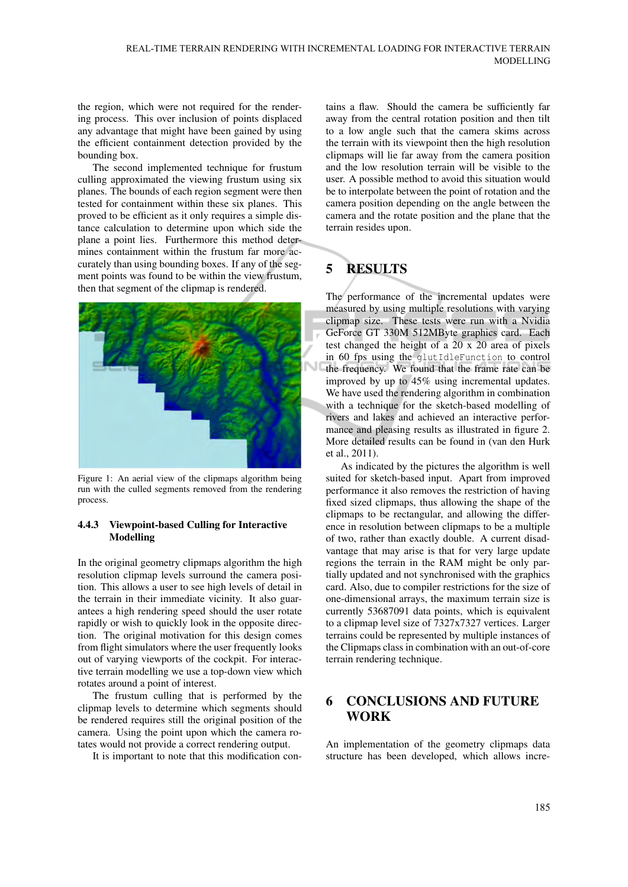the region, which were not required for the rendering process. This over inclusion of points displaced any advantage that might have been gained by using the efficient containment detection provided by the bounding box.

The second implemented technique for frustum culling approximated the viewing frustum using six planes. The bounds of each region segment were then tested for containment within these six planes. This proved to be efficient as it only requires a simple distance calculation to determine upon which side the plane a point lies. Furthermore this method determines containment within the frustum far more accurately than using bounding boxes. If any of the segment points was found to be within the view frustum, then that segment of the clipmap is rendered.

Figure 1: An aerial view of the clipmaps algorithm being run with the culled segments removed from the rendering process.

#### 4.4.3 Viewpoint-based Culling for Interactive Modelling

In the original geometry clipmaps algorithm the high resolution clipmap levels surround the camera position. This allows a user to see high levels of detail in the terrain in their immediate vicinity. It also guarantees a high rendering speed should the user rotate rapidly or wish to quickly look in the opposite direction. The original motivation for this design comes from flight simulators where the user frequently looks out of varying viewports of the cockpit. For interactive terrain modelling we use a top-down view which rotates around a point of interest.

The frustum culling that is performed by the clipmap levels to determine which segments should be rendered requires still the original position of the camera. Using the point upon which the camera rotates would not provide a correct rendering output.

It is important to note that this modification contains a flaw. Should the camera be sufficiently far away from the central rotation position and then tilt to a low angle such that the camera skims across the terrain with its viewpoint then the high resolution clipmaps will lie far away from the camera position and the low resolution terrain will be visible to the user. A possible method to avoid this situation would be to interpolate between the point of rotation and the camera position depending on the angle between the camera and the rotate position and the plane that the terrain resides upon.

## 5 RESULTS

The performance of the incremental updates were measured by using multiple resolutions with varying clipmap size. These tests were run with a Nvidia GeForce GT 330M 512MByte graphics card. Each test changed the height of a 20 x 20 area of pixels in 60 fps using the `glutIdleFunction` to control the frequency. We found that the frame rate can be improved by up to 45% using incremental updates. We have used the rendering algorithm in combination with a technique for the sketch-based modelling of rivers and lakes and achieved an interactive performance and pleasing results as illustrated in figure 2. More detailed results can be found in (van den Hurk et al., 2011).

As indicated by the pictures the algorithm is well suited for sketch-based input. Apart from improved performance it also removes the restriction of having fixed sized clipmaps, thus allowing the shape of the clipmaps to be rectangular, and allowing the difference in resolution between clipmaps to be a multiple of two, rather than exactly double. A current disadvantage that may arise is that for very large update regions the terrain in the RAM might be only partially updated and not synchronised with the graphics card. Also, due to compiler restrictions for the size of one-dimensional arrays, the maximum terrain size is currently 53687091 data points, which is equivalent to a clipmap level size of 7327x7327 vertices. Larger terrains could be represented by multiple instances of the Clipmaps class in combination with an out-of-core terrain rendering technique.

## 6 CONCLUSIONS AND FUTURE WORK

An implementation of the geometry clipmaps data structure has been developed, which allows incre-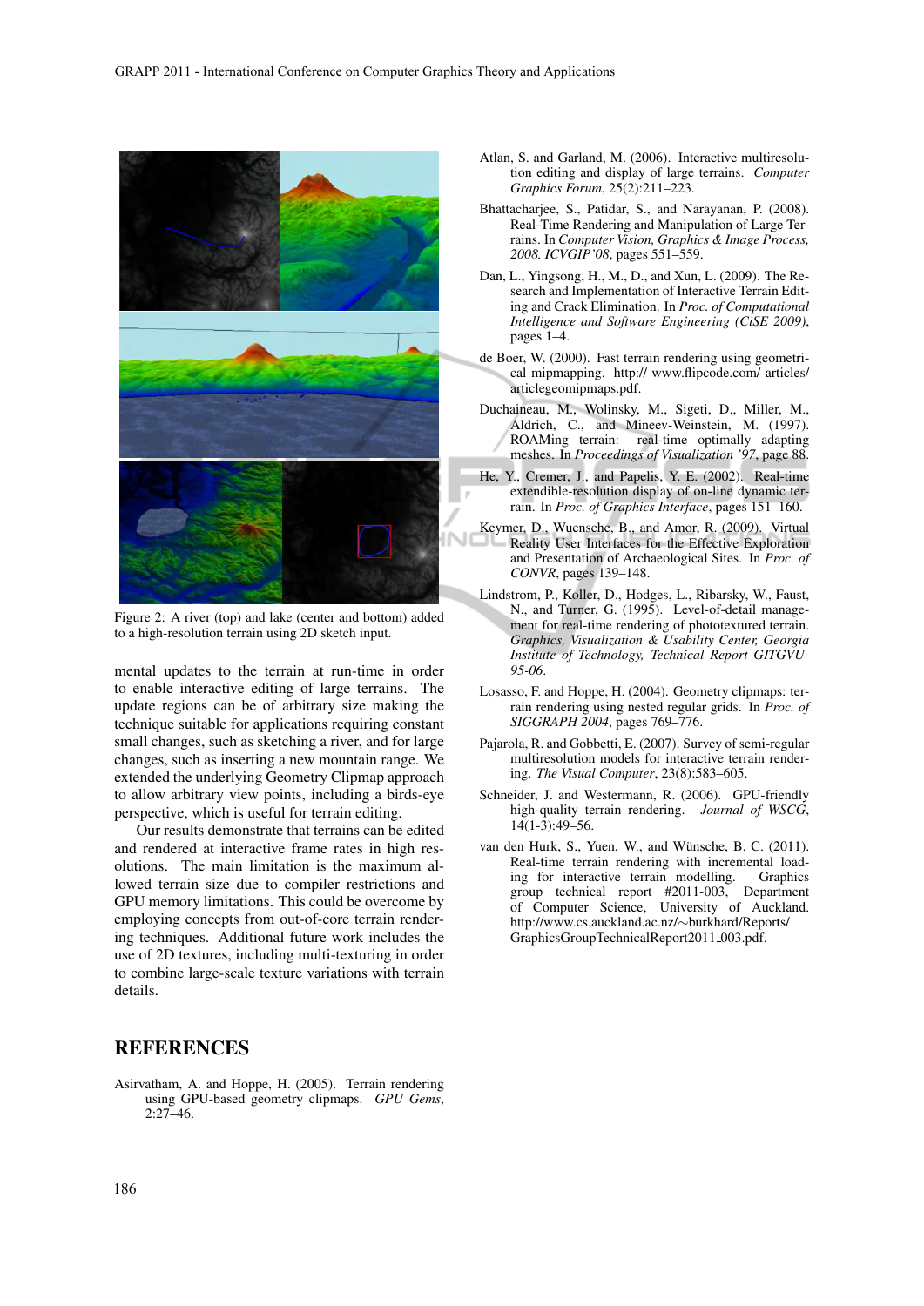Figure 2: A river (top) and lake (center and bottom) added to a high-resolution terrain using 2D sketch input.

mental updates to the terrain at run-time in order to enable interactive editing of large terrains. The update regions can be of arbitrary size making the technique suitable for applications requiring constant small changes, such as sketching a river, and for large changes, such as inserting a new mountain range. We extended the underlying Geometry Clipmap approach to allow arbitrary view points, including a birds-eye perspective, which is useful for terrain editing.

Our results demonstrate that terrains can be edited and rendered at interactive frame rates in high resolutions. The main limitation is the maximum allowed terrain size due to compiler restrictions and GPU memory limitations. This could be overcome by employing concepts from out-of-core terrain rendering techniques. Additional future work includes the use of 2D textures, including multi-texturing in order to combine large-scale texture variations with terrain details.

## REFERENCES

Asirvatham, A. and Hoppe, H. (2005). Terrain rendering using GPU-based geometry clipmaps. *GPU Gems*, 2:27–46.

Atlan, S. and Garland, M. (2006). Interactive multiresolution editing and display of large terrains. *Computer Graphics Forum*, 25(2):211–223.

Bhattacharjee, S., Patidar, S., and Narayanan, P. (2008). Real-Time Rendering and Manipulation of Large Terrains. In *Computer Vision, Graphics & Image Process, 2008. ICVGIP'08*, pages 551–559.

Dan, L., Yingsong, H., M., D., and Xun, L. (2009). The Research and Implementation of Interactive Terrain Editing and Crack Elimination. In *Proc. of Computational Intelligence and Software Engineering (CiSE 2009)*, pages 1–4.

de Boer, W. (2000). Fast terrain rendering using geometrical mipmapping. http:// www.flipcode.com/ articles/ articlegeomipmaps.pdf.

Duchaineau, M., Wolinsky, M., Sigeti, D., Miller, M., Aldrich, C., and Mineev-Weinstein, M. (1997). ROAMing terrain: real-time optimally adapting meshes. In *Proceedings of Visualization '97*, page 88.

He, Y., Cremer, J., and Papelis, Y. E. (2002). Real-time extendible-resolution display of on-line dynamic terrain. In *Proc. of Graphics Interface*, pages 151–160.

Keymer, D., Wuensche, B., and Amor, R. (2009). Virtual Reality User Interfaces for the Effective Exploration and Presentation of Archaeological Sites. In *Proc. of CONVR*, pages 139–148.

Lindstrom, P., Koller, D., Hodges, L., Ribarsky, W., Faust, N., and Turner, G. (1995). Level-of-detail management for real-time rendering of phototextured terrain. *Graphics, Visualization & Usability Center, Georgia Institute of Technology, Technical Report GITGVU-95-06*.

Losasso, F. and Hoppe, H. (2004). Geometry clipmaps: terrain rendering using nested regular grids. In *Proc. of SIGGRAPH 2004*, pages 769–776.

Pajarola, R. and Gobbetti, E. (2007). Survey of semi-regular multiresolution models for interactive terrain rendering. *The Visual Computer*, 23(8):583–605.

Schneider, J. and Westermann, R. (2006). GPU-friendly high-quality terrain rendering. *Journal of WSCG*, 14(1-3):49–56.

van den Hurk, S., Yuen, W., and Wünsche, B. C. (2011). Real-time terrain rendering with incremental loading for interactive terrain modelling. Graphics group technical report #2011-003, Department of Computer Science, University of Auckland. http://www.cs.auckland.ac.nz/∼burkhard/Reports/ GraphicsGroupTechnicalReport2011_003.pdf.